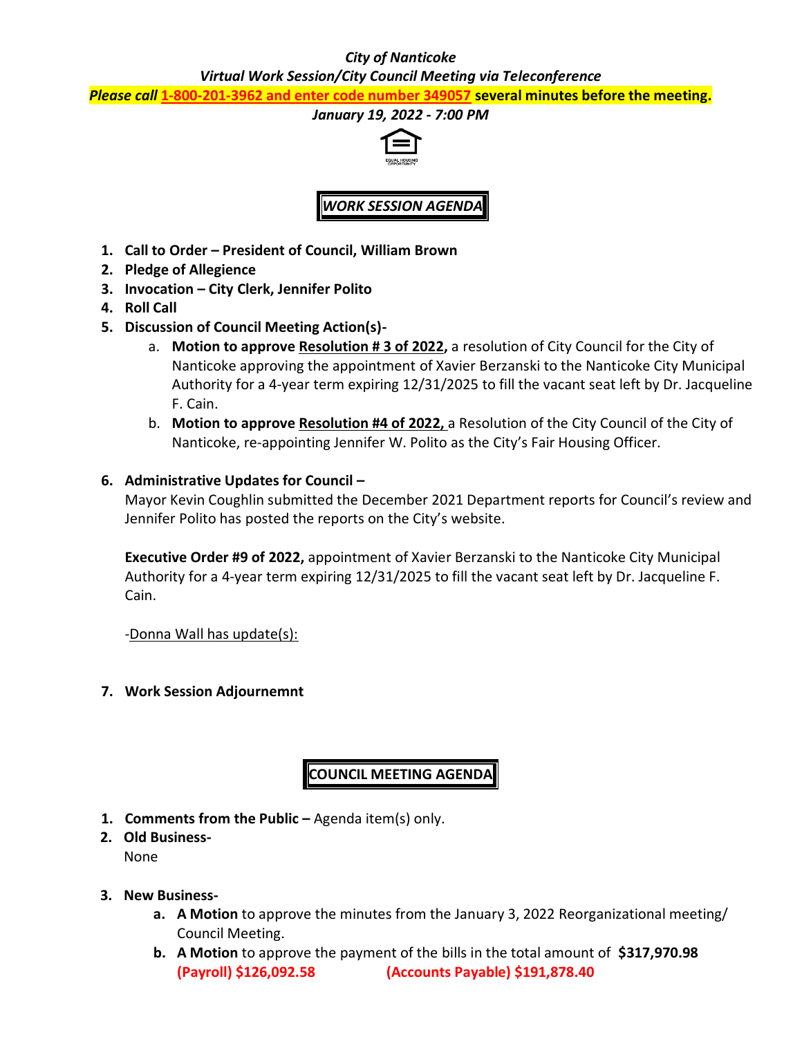***City of Nanticoke***

***Virtual Work Session/City Council Meeting via Teleconference***

***Please call* <u>1-800-201-3962 and enter code number 349057</u> several minutes before the meeting.**

***January 19, 2022 - 7:00 PM***

## ***WORK SESSION AGENDA***

1. **Call to Order – President of Council, William Brown**
2. **Pledge of Allegience**
3. **Invocation – City Clerk, Jennifer Polito**
4. **Roll Call**
5. **Discussion of Council Meeting Action(s)-**
   a. **Motion to approve <u>Resolution # 3 of 2022</u>,** a resolution of City Council for the City of Nanticoke approving the appointment of Xavier Berzanski to the Nanticoke City Municipal Authority for a 4-year term expiring 12/31/2025 to fill the vacant seat left by Dr. Jacqueline F. Cain.
   b. **Motion to approve <u>Resolution #4 of 2022,</u>** a Resolution of the City Council of the City of Nanticoke, re-appointing Jennifer W. Polito as the City's Fair Housing Officer.

6. **Administrative Updates for Council –**

   Mayor Kevin Coughlin submitted the December 2021 Department reports for Council's review and Jennifer Polito has posted the reports on the City's website.

   **Executive Order #9 of 2022,** appointment of Xavier Berzanski to the Nanticoke City Municipal Authority for a 4-year term expiring 12/31/2025 to fill the vacant seat left by Dr. Jacqueline F. Cain.

   -<u>Donna Wall has update(s):</u>

7. **Work Session Adjournemnt**

## **COUNCIL MEETING AGENDA**

1. **Comments from the Public –** Agenda item(s) only.
2. **Old Business-**

   None

3. **New Business-**
   a. **A Motion** to approve the minutes from the January 3, 2022 Reorganizational meeting/ Council Meeting.
   b. **A Motion** to approve the payment of the bills in the total amount of **$317,970.98**
      **(Payroll) $126,092.58** **(Accounts Payable) $191,878.40**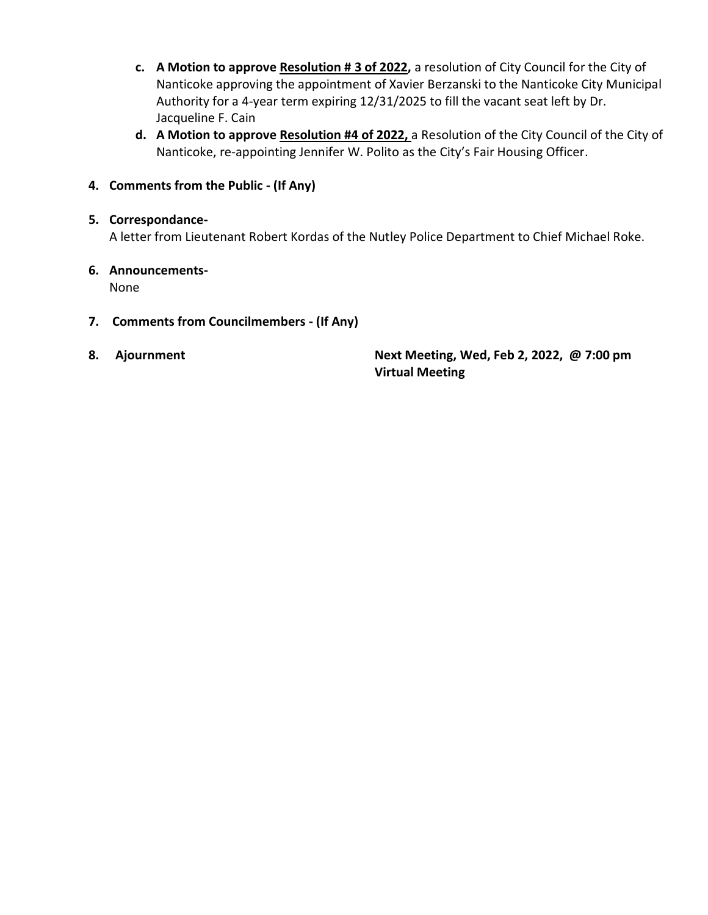c. **A Motion to approve <u>Resolution # 3 of 2022</u>,** a resolution of City Council for the City of Nanticoke approving the appointment of Xavier Berzanski to the Nanticoke City Municipal Authority for a 4-year term expiring 12/31/2025 to fill the vacant seat left by Dr. Jacqueline F. Cain

d. **A Motion to approve <u>Resolution #4 of 2022,</u>** a Resolution of the City Council of the City of Nanticoke, re-appointing Jennifer W. Polito as the City's Fair Housing Officer.

4. **Comments from the Public - (If Any)**

5. **Correspondance-**
   A letter from Lieutenant Robert Kordas of the Nutley Police Department to Chief Michael Roke.

6. **Announcements-**
   None

7. **Comments from Councilmembers - (If Any)**

8. **Ajournment** **Next Meeting, Wed, Feb 2, 2022, @ 7:00 pm**
   **Virtual Meeting**